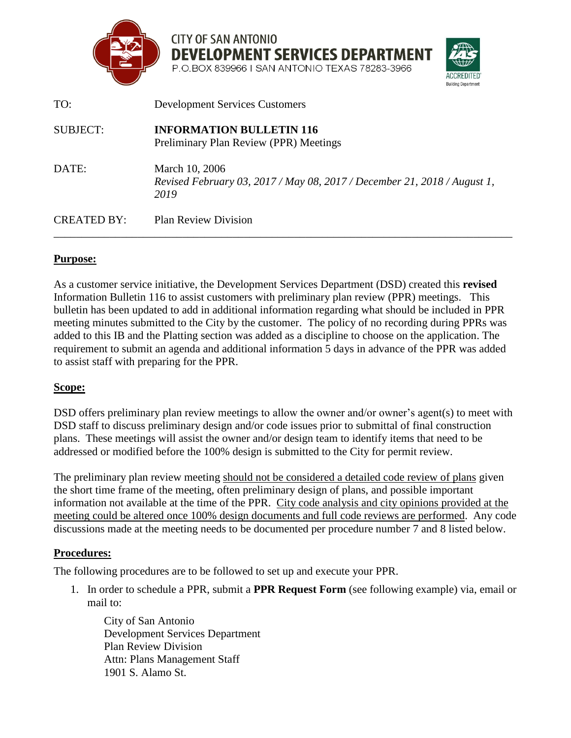CITY OF SAN ANTONIO
**DEVELOPMENT SERVICES DEPARTMENT**
P.O.BOX 839966 I SAN ANTONIO TEXAS 78283-3966

| | |
|---|---|
| TO: | Development Services Customers |
| SUBJECT: | **INFORMATION BULLETIN 116**<br>Preliminary Plan Review (PPR) Meetings |
| DATE: | March 10, 2006<br>*Revised February 03, 2017 / May 08, 2017 / December 21, 2018 / August 1, 2019* |
| CREATED BY: | Plan Review Division |

---

## Purpose:

As a customer service initiative, the Development Services Department (DSD) created this **revised** Information Bulletin 116 to assist customers with preliminary plan review (PPR) meetings. This bulletin has been updated to add in additional information regarding what should be included in PPR meeting minutes submitted to the City by the customer. The policy of no recording during PPRs was added to this IB and the Platting section was added as a discipline to choose on the application. The requirement to submit an agenda and additional information 5 days in advance of the PPR was added to assist staff with preparing for the PPR.

## Scope:

DSD offers preliminary plan review meetings to allow the owner and/or owner's agent(s) to meet with DSD staff to discuss preliminary design and/or code issues prior to submittal of final construction plans. These meetings will assist the owner and/or design team to identify items that need to be addressed or modified before the 100% design is submitted to the City for permit review.

The preliminary plan review meeting <u>should not be considered a detailed code review of plans</u> given the short time frame of the meeting, often preliminary design of plans, and possible important information not available at the time of the PPR. <u>City code analysis and city opinions provided at the meeting could be altered once 100% design documents and full code reviews are performed</u>. Any code discussions made at the meeting needs to be documented per procedure number 7 and 8 listed below.

## Procedures:

The following procedures are to be followed to set up and execute your PPR.

1. In order to schedule a PPR, submit a **PPR Request Form** (see following example) via, email or mail to:

   City of San Antonio
   Development Services Department
   Plan Review Division
   Attn: Plans Management Staff
   1901 S. Alamo St.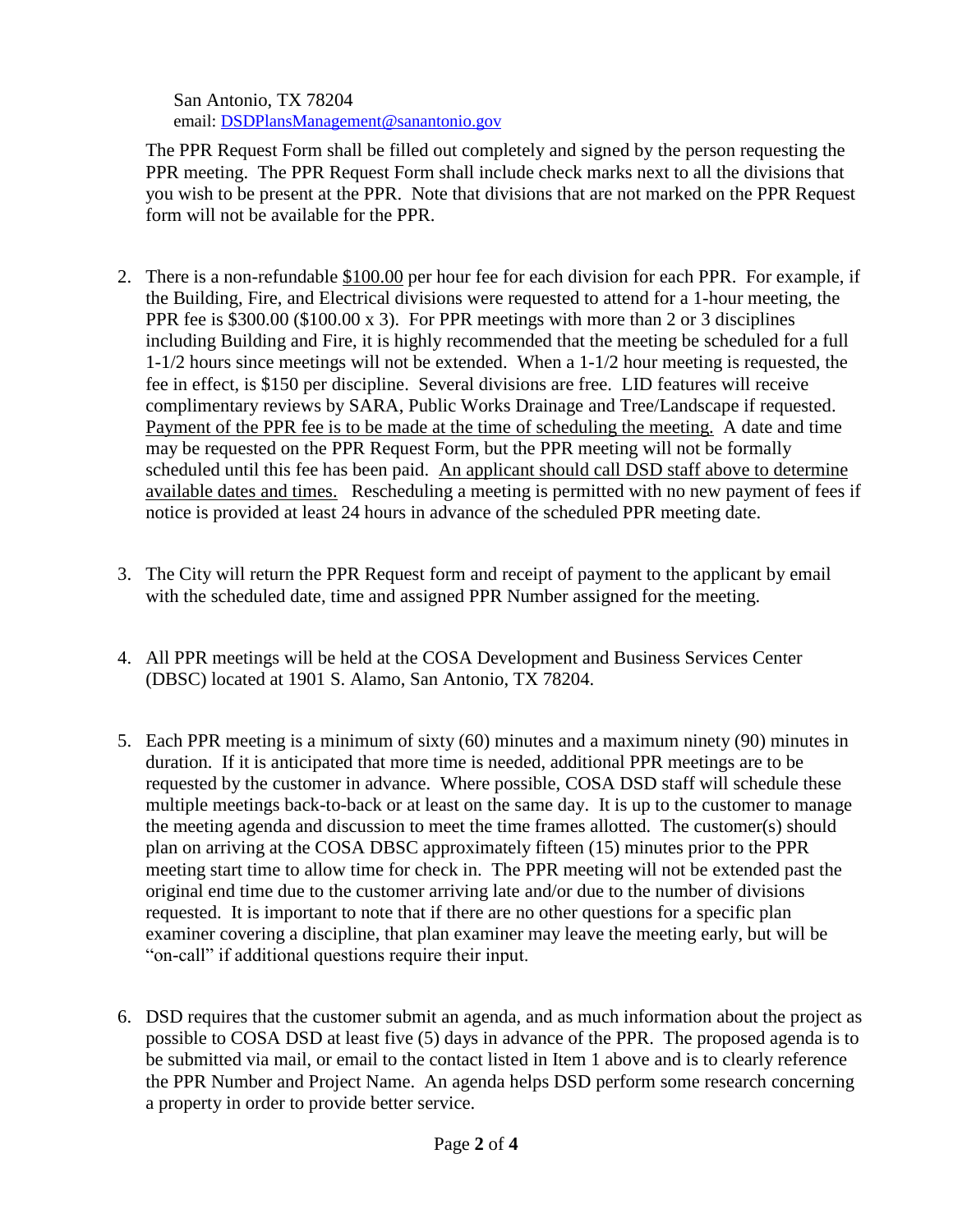San Antonio, TX 78204
email: [DSDPlansManagement@sanantonio.gov](mailto:DSDPlansManagement@sanantonio.gov)

The PPR Request Form shall be filled out completely and signed by the person requesting the PPR meeting. The PPR Request Form shall include check marks next to all the divisions that you wish to be present at the PPR. Note that divisions that are not marked on the PPR Request form will not be available for the PPR.

2. There is a non-refundable <u>$100.00</u> per hour fee for each division for each PPR. For example, if the Building, Fire, and Electrical divisions were requested to attend for a 1-hour meeting, the PPR fee is $300.00 ($100.00 x 3). For PPR meetings with more than 2 or 3 disciplines including Building and Fire, it is highly recommended that the meeting be scheduled for a full 1-1/2 hours since meetings will not be extended. When a 1-1/2 hour meeting is requested, the fee in effect, is $150 per discipline. Several divisions are free. LID features will receive complimentary reviews by SARA, Public Works Drainage and Tree/Landscape if requested. <u>Payment of the PPR fee is to be made at the time of scheduling the meeting.</u> A date and time may be requested on the PPR Request Form, but the PPR meeting will not be formally scheduled until this fee has been paid. <u>An applicant should call DSD staff above to determine available dates and times.</u> Rescheduling a meeting is permitted with no new payment of fees if notice is provided at least 24 hours in advance of the scheduled PPR meeting date.

3. The City will return the PPR Request form and receipt of payment to the applicant by email with the scheduled date, time and assigned PPR Number assigned for the meeting.

4. All PPR meetings will be held at the COSA Development and Business Services Center (DBSC) located at 1901 S. Alamo, San Antonio, TX 78204.

5. Each PPR meeting is a minimum of sixty (60) minutes and a maximum ninety (90) minutes in duration. If it is anticipated that more time is needed, additional PPR meetings are to be requested by the customer in advance. Where possible, COSA DSD staff will schedule these multiple meetings back-to-back or at least on the same day. It is up to the customer to manage the meeting agenda and discussion to meet the time frames allotted. The customer(s) should plan on arriving at the COSA DBSC approximately fifteen (15) minutes prior to the PPR meeting start time to allow time for check in. The PPR meeting will not be extended past the original end time due to the customer arriving late and/or due to the number of divisions requested. It is important to note that if there are no other questions for a specific plan examiner covering a discipline, that plan examiner may leave the meeting early, but will be "on-call" if additional questions require their input.

6. DSD requires that the customer submit an agenda, and as much information about the project as possible to COSA DSD at least five (5) days in advance of the PPR. The proposed agenda is to be submitted via mail, or email to the contact listed in Item 1 above and is to clearly reference the PPR Number and Project Name. An agenda helps DSD perform some research concerning a property in order to provide better service.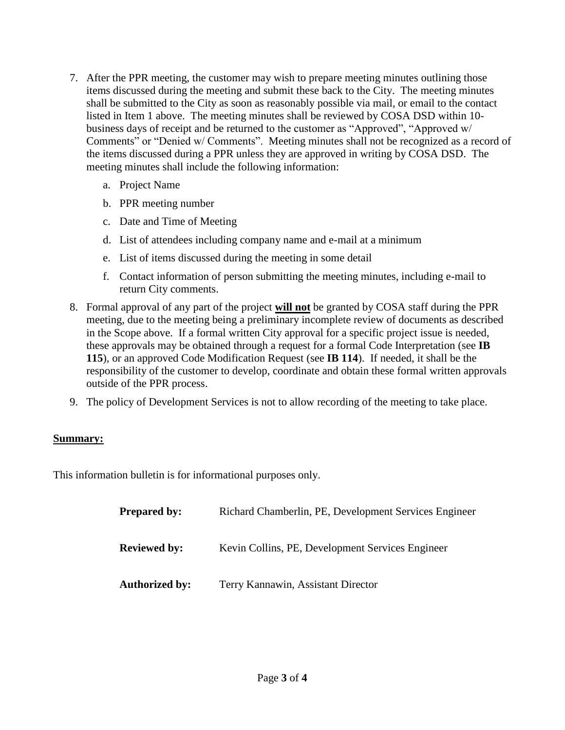7. After the PPR meeting, the customer may wish to prepare meeting minutes outlining those items discussed during the meeting and submit these back to the City. The meeting minutes shall be submitted to the City as soon as reasonably possible via mail, or email to the contact listed in Item 1 above. The meeting minutes shall be reviewed by COSA DSD within 10-business days of receipt and be returned to the customer as "Approved", "Approved w/ Comments" or "Denied w/ Comments". Meeting minutes shall not be recognized as a record of the items discussed during a PPR unless they are approved in writing by COSA DSD. The meeting minutes shall include the following information:
   a. Project Name
   b. PPR meeting number
   c. Date and Time of Meeting
   d. List of attendees including company name and e-mail at a minimum
   e. List of items discussed during the meeting in some detail
   f. Contact information of person submitting the meeting minutes, including e-mail to return City comments.
8. Formal approval of any part of the project <u>**will not**</u> be granted by COSA staff during the PPR meeting, due to the meeting being a preliminary incomplete review of documents as described in the Scope above. If a formal written City approval for a specific project issue is needed, these approvals may be obtained through a request for a formal Code Interpretation (see **IB 115**), or an approved Code Modification Request (see **IB 114**). If needed, it shall be the responsibility of the customer to develop, coordinate and obtain these formal written approvals outside of the PPR process.
9. The policy of Development Services is not to allow recording of the meeting to take place.

<u>**Summary:**</u>

This information bulletin is for informational purposes only.

**Prepared by:** Richard Chamberlin, PE, Development Services Engineer

**Reviewed by:** Kevin Collins, PE, Development Services Engineer

**Authorized by:** Terry Kannawin, Assistant Director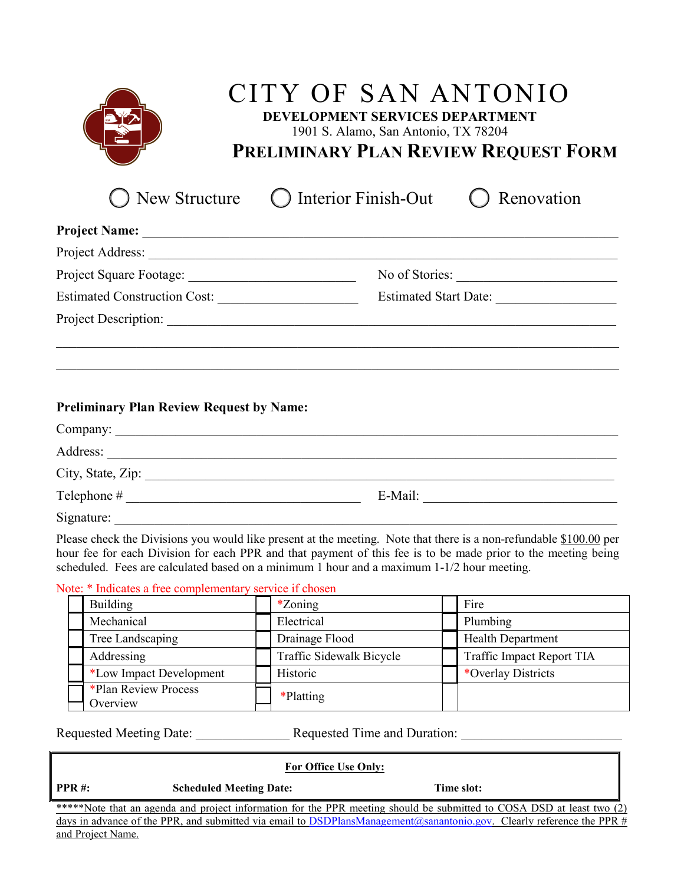# CITY OF SAN ANTONIO

**DEVELOPMENT SERVICES DEPARTMENT**

1901 S. Alamo, San Antonio, TX 78204

## PRELIMINARY PLAN REVIEW REQUEST FORM

◯ New Structure ◯ Interior Finish-Out ◯ Renovation

**Project Name:** ______________________________________________

Project Address: ______________________________________________

Project Square Footage: ____________________ No of Stories: ____________________

Estimated Construction Cost: ____________________ Estimated Start Date: ____________________

Project Description: ______________________________________________

______________________________________________

______________________________________________

**Preliminary Plan Review Request by Name:**

Company: ______________________________________________

Address: ______________________________________________

City, State, Zip: ______________________________________________

Telephone # ____________________ E-Mail: ____________________

Signature: ______________________________________________

Please check the Divisions you would like present at the meeting. Note that there is a non-refundable $100.00 per hour fee for each Division for each PPR and that payment of this fee is to be made prior to the meeting being scheduled. Fees are calculated based on a minimum 1 hour and a maximum 1-1/2 hour meeting.

Note: * Indicates a free complementary service if chosen

| | | | | | |
|---|---|---|---|---|---|
| ☐ | Building | ☐ | *Zoning | ☐ | Fire |
| ☐ | Mechanical | ☐ | Electrical | ☐ | Plumbing |
| ☐ | Tree Landscaping | ☐ | Drainage Flood | ☐ | Health Department |
| ☐ | Addressing | ☐ | Traffic Sidewalk Bicycle | ☐ | Traffic Impact Report TIA |
| ☐ | *Low Impact Development | ☐ | Historic | ☐ | *Overlay Districts |
| ☐ | *Plan Review Process Overview | ☐ | *Platting | ☐ | |

Requested Meeting Date: ______________ Requested Time and Duration: ____________________

| | | |
|---|---|---|
| **For Office Use Only:** | | |
| **PPR #:** | **Scheduled Meeting Date:** | **Time slot:** |

*****Note that an agenda and project information for the PPR meeting should be submitted to COSA DSD at least two (2) days in advance of the PPR, and submitted via email to DSDPlansManagement@sanantonio.gov. Clearly reference the PPR # and Project Name.